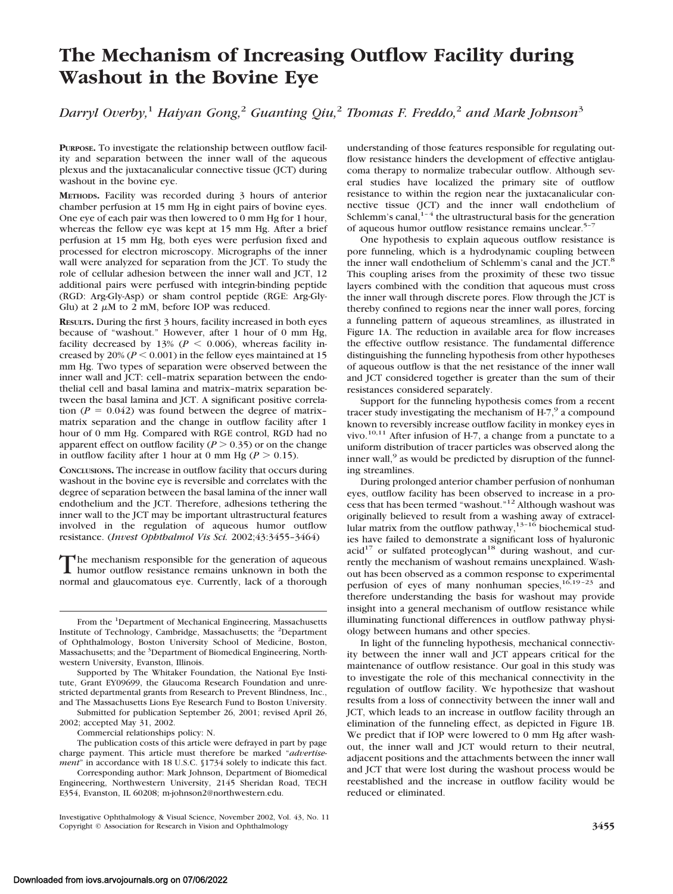# The Mechanism of Increasing Outflow Facility during Washout in the Bovine Eye

*Darryl Overby,[1] Haiyan Gong,[2] Guanting Qiu,[2] Thomas F. Freddo,[2] and Mark Johnson[3]*

**PURPOSE.** To investigate the relationship between outflow facility and separation between the inner wall of the aqueous plexus and the juxtacanalicular connective tissue (JCT) during washout in the bovine eye.

**METHODS.** Facility was recorded during 3 hours of anterior chamber perfusion at 15 mm Hg in eight pairs of bovine eyes. One eye of each pair was then lowered to 0 mm Hg for 1 hour, whereas the fellow eye was kept at 15 mm Hg. After a brief perfusion at 15 mm Hg, both eyes were perfusion fixed and processed for electron microscopy. Micrographs of the inner wall were analyzed for separation from the JCT. To study the role of cellular adhesion between the inner wall and JCT, 12 additional pairs were perfused with integrin-binding peptide (RGD: Arg-Gly-Asp) or sham control peptide (RGE: Arg-Gly-Glu) at 2 $\mu$M to 2 mM, before IOP was reduced.

**RESULTS.** During the first 3 hours, facility increased in both eyes because of "washout." However, after 1 hour of 0 mm Hg, facility decreased by 13% ($P < 0.006$), whereas facility increased by 20% ($P < 0.001$) in the fellow eyes maintained at 15 mm Hg. Two types of separation were observed between the inner wall and JCT: cell–matrix separation between the endothelial cell and basal lamina and matrix–matrix separation between the basal lamina and JCT. A significant positive correlation ($P = 0.042$) was found between the degree of matrix–matrix separation and the change in outflow facility after 1 hour of 0 mm Hg. Compared with RGE control, RGD had no apparent effect on outflow facility ($P > 0.35$) or on the change in outflow facility after 1 hour at 0 mm Hg ($P > 0.15$).

**CONCLUSIONS.** The increase in outflow facility that occurs during washout in the bovine eye is reversible and correlates with the degree of separation between the basal lamina of the inner wall endothelium and the JCT. Therefore, adhesions tethering the inner wall to the JCT may be important ultrastructural features involved in the regulation of aqueous humor outflow resistance. (*Invest Ophthalmol Vis Sci.* 2002;43:3455–3464)

The mechanism responsible for the generation of aqueous humor outflow resistance remains unknown in both the normal and glaucomatous eye. Currently, lack of a thorough understanding of those features responsible for regulating outflow resistance hinders the development of effective antiglaucoma therapy to normalize trabecular outflow. Although several studies have localized the primary site of outflow resistance to within the region near the juxtacanalicular connective tissue (JCT) and the inner wall endothelium of Schlemm's canal,[1–4] the ultrastructural basis for the generation of aqueous humor outflow resistance remains unclear.[5–7]

One hypothesis to explain aqueous outflow resistance is pore funneling, which is a hydrodynamic coupling between the inner wall endothelium of Schlemm's canal and the JCT.[8] This coupling arises from the proximity of these two tissue layers combined with the condition that aqueous must cross the inner wall through discrete pores. Flow through the JCT is thereby confined to regions near the inner wall pores, forcing a funneling pattern of aqueous streamlines, as illustrated in Figure 1A. The reduction in available area for flow increases the effective outflow resistance. The fundamental difference distinguishing the funneling hypothesis from other hypotheses of aqueous outflow is that the net resistance of the inner wall and JCT considered together is greater than the sum of their resistances considered separately.

Support for the funneling hypothesis comes from a recent tracer study investigating the mechanism of H-7,[9] a compound known to reversibly increase outflow facility in monkey eyes in vivo.[10,11] After infusion of H-7, a change from a punctate to a uniform distribution of tracer particles was observed along the inner wall,[9] as would be predicted by disruption of the funneling streamlines.

During prolonged anterior chamber perfusion of nonhuman eyes, outflow facility has been observed to increase in a process that has been termed "washout."[12] Although washout was originally believed to result from a washing away of extracellular matrix from the outflow pathway,[13–16] biochemical studies have failed to demonstrate a significant loss of hyaluronic acid[17] or sulfated proteoglycan[18] during washout, and currently the mechanism of washout remains unexplained. Washout has been observed as a common response to experimental perfusion of eyes of many nonhuman species,[16,19–23] and therefore understanding the basis for washout may provide insight into a general mechanism of outflow resistance while illuminating functional differences in outflow pathway physiology between humans and other species.

In light of the funneling hypothesis, mechanical connectivity between the inner wall and JCT appears critical for the maintenance of outflow resistance. Our goal in this study was to investigate the role of this mechanical connectivity in the regulation of outflow facility. We hypothesize that washout results from a loss of connectivity between the inner wall and JCT, which leads to an increase in outflow facility through an elimination of the funneling effect, as depicted in Figure 1B. We predict that if IOP were lowered to 0 mm Hg after washout, the inner wall and JCT would return to their neutral, adjacent positions and the attachments between the inner wall and JCT that were lost during the washout process would be reestablished and the increase in outflow facility would be reduced or eliminated.

---

From the [1]Department of Mechanical Engineering, Massachusetts Institute of Technology, Cambridge, Massachusetts; the [2]Department of Ophthalmology, Boston University School of Medicine, Boston, Massachusetts; and the [3]Department of Biomedical Engineering, Northwestern University, Evanston, Illinois.

Supported by The Whitaker Foundation, the National Eye Institute, Grant EY09699, the Glaucoma Research Foundation and unrestricted departmental grants from Research to Prevent Blindness, Inc., and The Massachusetts Lions Eye Research Fund to Boston University.

Submitted for publication September 26, 2001; revised April 26, 2002; accepted May 31, 2002.

Commercial relationships policy: N.

The publication costs of this article were defrayed in part by page charge payment. This article must therefore be marked "*advertisement*" in accordance with 18 U.S.C. §1734 solely to indicate this fact.

Corresponding author: Mark Johnson, Department of Biomedical Engineering, Northwestern University, 2145 Sheridan Road, TECH E354, Evanston, IL 60208; m-johnson2@northwestern.edu.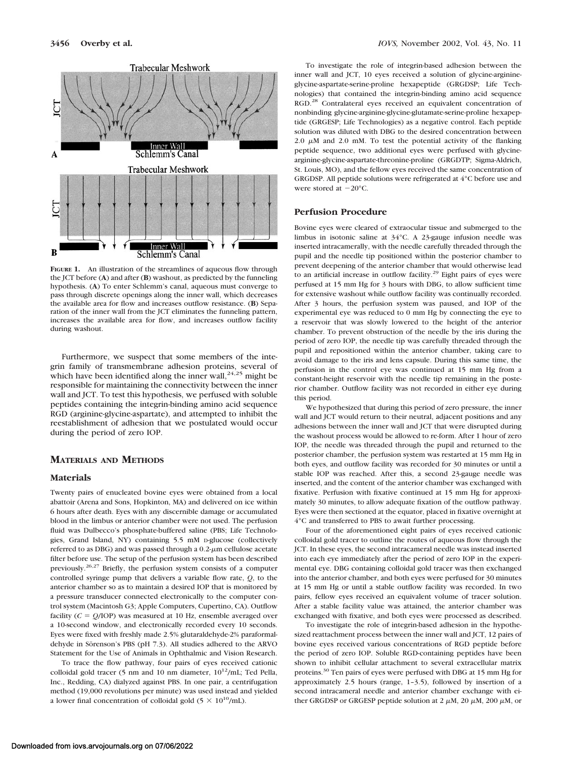**FIGURE 1.** An illustration of the streamlines of aqueous flow through the JCT before (**A**) and after (**B**) washout, as predicted by the funneling hypothesis. (**A**) To enter Schlemm's canal, aqueous must converge to pass through discrete openings along the inner wall, which decreases the available area for flow and increases outflow resistance. (**B**) Separation of the inner wall from the JCT eliminates the funneling pattern, increases the available area for flow, and increases outflow facility during washout.

Furthermore, we suspect that some members of the integrin family of transmembrane adhesion proteins, several of which have been identified along the inner wall,[24,25] might be responsible for maintaining the connectivity between the inner wall and JCT. To test this hypothesis, we perfused with soluble peptides containing the integrin-binding amino acid sequence RGD (arginine-glycine-aspartate), and attempted to inhibit the reestablishment of adhesion that we postulated would occur during the period of zero IOP.

## MATERIALS AND METHODS

### Materials

Twenty pairs of enucleated bovine eyes were obtained from a local abattoir (Arena and Sons, Hopkinton, MA) and delivered on ice within 6 hours after death. Eyes with any discernible damage or accumulated blood in the limbus or anterior chamber were not used. The perfusion fluid was Dulbecco's phosphate-buffered saline (PBS; Life Technologies, Grand Island, NY) containing 5.5 mM D-glucose (collectively referred to as DBG) and was passed through a 0.2-$\mu$m cellulose acetate filter before use. The setup of the perfusion system has been described previously.[26,27] Briefly, the perfusion system consists of a computer controlled syringe pump that delivers a variable flow rate, $Q$, to the anterior chamber so as to maintain a desired IOP that is monitored by a pressure transducer connected electronically to the computer control system (Macintosh G3; Apple Computers, Cupertino, CA). Outflow facility ($C = Q$/IOP) was measured at 10 Hz, ensemble averaged over a 10-second window, and electronically recorded every 10 seconds. Eyes were fixed with freshly made 2.5% glutaraldehyde-2% paraformaldehyde in Sörenson's PBS (pH 7.3). All studies adhered to the ARVO Statement for the Use of Animals in Ophthalmic and Vision Research.

To trace the flow pathway, four pairs of eyes received cationic colloidal gold tracer (5 nm and 10 nm diameter, $10^{12}$/mL; Ted Pella, Inc., Redding, CA) dialyzed against PBS. In one pair, a centrifugation method (19,000 revolutions per minute) was used instead and yielded a lower final concentration of colloidal gold ($5 \times 10^{10}$/mL).

To investigate the role of integrin-based adhesion between the inner wall and JCT, 10 eyes received a solution of glycine-arginine-glycine-aspartate-serine-proline hexapeptide (GRGDSP; Life Technologies) that contained the integrin-binding amino acid sequence RGD.[28] Contralateral eyes received an equivalent concentration of nonbinding glycine-arginine-glycine-glutamate-serine-proline hexapeptide (GRGESP; Life Technologies) as a negative control. Each peptide solution was diluted with DBG to the desired concentration between 2.0 $\mu$M and 2.0 mM. To test the potential activity of the flanking peptide sequence, two additional eyes were perfused with glycine-arginine-glycine-aspartate-threonine-proline (GRGDTP; Sigma-Aldrich, St. Louis, MO), and the fellow eyes received the same concentration of GRGDSP. All peptide solutions were refrigerated at 4°C before use and were stored at −20°C.

### Perfusion Procedure

Bovine eyes were cleared of extraocular tissue and submerged to the limbus in isotonic saline at 34°C. A 23-gauge infusion needle was inserted intracamerally, with the needle carefully threaded through the pupil and the needle tip positioned within the posterior chamber to prevent deepening of the anterior chamber that would otherwise lead to an artificial increase in outflow facility.[29] Eight pairs of eyes were perfused at 15 mm Hg for 3 hours with DBG, to allow sufficient time for extensive washout while outflow facility was continually recorded. After 3 hours, the perfusion system was paused, and IOP of the experimental eye was reduced to 0 mm Hg by connecting the eye to a reservoir that was slowly lowered to the height of the anterior chamber. To prevent obstruction of the needle by the iris during the period of zero IOP, the needle tip was carefully threaded through the pupil and repositioned within the anterior chamber, taking care to avoid damage to the iris and lens capsule. During this same time, the perfusion in the control eye was continued at 15 mm Hg from a constant-height reservoir with the needle tip remaining in the posterior chamber. Outflow facility was not recorded in either eye during this period.

We hypothesized that during this period of zero pressure, the inner wall and JCT would return to their neutral, adjacent positions and any adhesions between the inner wall and JCT that were disrupted during the washout process would be allowed to re-form. After 1 hour of zero IOP, the needle was threaded through the pupil and returned to the posterior chamber, the perfusion system was restarted at 15 mm Hg in both eyes, and outflow facility was recorded for 30 minutes or until a stable IOP was reached. After this, a second 23-gauge needle was inserted, and the content of the anterior chamber was exchanged with fixative. Perfusion with fixative continued at 15 mm Hg for approximately 30 minutes, to allow adequate fixation of the outflow pathway. Eyes were then sectioned at the equator, placed in fixative overnight at 4°C and transferred to PBS to await further processing.

Four of the aforementioned eight pairs of eyes received cationic colloidal gold tracer to outline the routes of aqueous flow through the JCT. In these eyes, the second intracameral needle was instead inserted into each eye immediately after the period of zero IOP in the experimental eye. DBG containing colloidal gold tracer was then exchanged into the anterior chamber, and both eyes were perfused for 30 minutes at 15 mm Hg or until a stable outflow facility was recorded. In two pairs, fellow eyes received an equivalent volume of tracer solution. After a stable facility value was attained, the anterior chamber was exchanged with fixative, and both eyes were processed as described.

To investigate the role of integrin-based adhesion in the hypothesized reattachment process between the inner wall and JCT, 12 pairs of bovine eyes received various concentrations of RGD peptide before the period of zero IOP. Soluble RGD-containing peptides have been shown to inhibit cellular attachment to several extracellular matrix proteins.[30] Ten pairs of eyes were perfused with DBG at 15 mm Hg for approximately 2.5 hours (range, 1–3.5), followed by insertion of a second intracameral needle and anterior chamber exchange with either GRGDSP or GRGESP peptide solution at 2 $\mu$M, 20 $\mu$M, 200 $\mu$M, or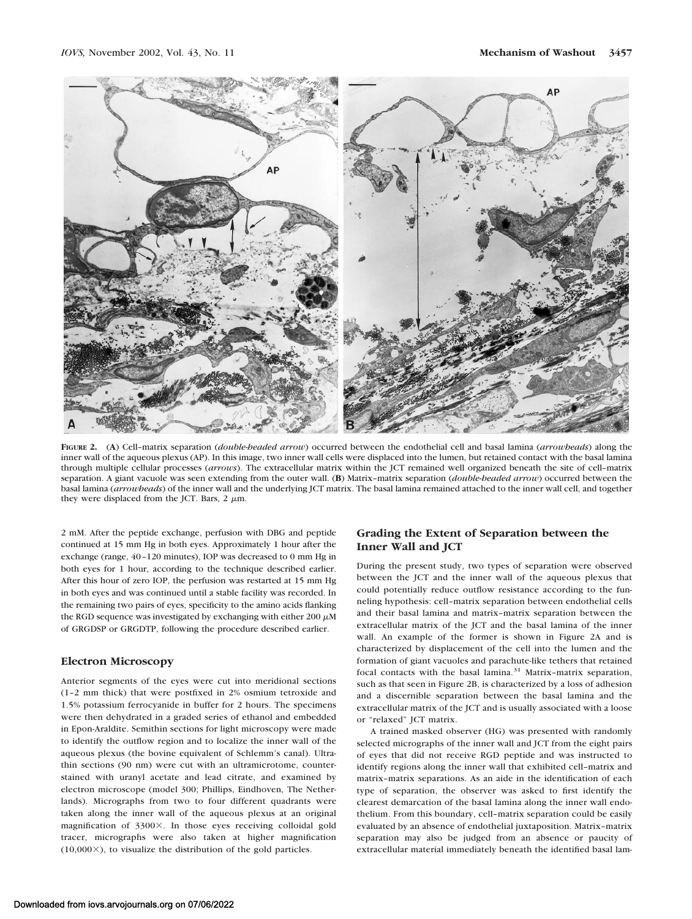**FIGURE 2.** (**A**) Cell–matrix separation (*double-headed arrow*) occurred between the endothelial cell and basal lamina (*arrowheads*) along the inner wall of the aqueous plexus (AP). In this image, two inner wall cells were displaced into the lumen, but retained contact with the basal lamina through multiple cellular processes (*arrows*). The extracellular matrix within the JCT remained well organized beneath the site of cell–matrix separation. A giant vacuole was seen extending from the outer wall. (**B**) Matrix–matrix separation (*double-headed arrow*) occurred between the basal lamina (*arrowheads*) of the inner wall and the underlying JCT matrix. The basal lamina remained attached to the inner wall cell, and together they were displaced from the JCT. Bars, 2 μm.

2 mM. After the peptide exchange, perfusion with DBG and peptide continued at 15 mm Hg in both eyes. Approximately 1 hour after the exchange (range, 40–120 minutes), IOP was decreased to 0 mm Hg in both eyes for 1 hour, according to the technique described earlier. After this hour of zero IOP, the perfusion was restarted at 15 mm Hg in both eyes and was continued until a stable facility was recorded. In the remaining two pairs of eyes, specificity to the amino acids flanking the RGD sequence was investigated by exchanging with either 200 μM of GRGDSP or GRGDTP, following the procedure described earlier.

## Electron Microscopy

Anterior segments of the eyes were cut into meridional sections (1–2 mm thick) that were postfixed in 2% osmium tetroxide and 1.5% potassium ferrocyanide in buffer for 2 hours. The specimens were then dehydrated in a graded series of ethanol and embedded in Epon-Araldite. Semithin sections for light microscopy were made to identify the outflow region and to localize the inner wall of the aqueous plexus (the bovine equivalent of Schlemm's canal). Ultrathin sections (90 nm) were cut with an ultramicrotome, counterstained with uranyl acetate and lead citrate, and examined by electron microscope (model 300; Phillips, Eindhoven, The Netherlands). Micrographs from two to four different quadrants were taken along the inner wall of the aqueous plexus at an original magnification of 3300×. In those eyes receiving colloidal gold tracer, micrographs were also taken at higher magnification (10,000×), to visualize the distribution of the gold particles.

## Grading the Extent of Separation between the Inner Wall and JCT

During the present study, two types of separation were observed between the JCT and the inner wall of the aqueous plexus that could potentially reduce outflow resistance according to the funneling hypothesis: cell–matrix separation between endothelial cells and their basal lamina and matrix–matrix separation between the extracellular matrix of the JCT and the basal lamina of the inner wall. An example of the former is shown in Figure 2A and is characterized by displacement of the cell into the lumen and the formation of giant vacuoles and parachute-like tethers that retained focal contacts with the basal lamina.[31] Matrix–matrix separation, such as that seen in Figure 2B, is characterized by a loss of adhesion and a discernible separation between the basal lamina and the extracellular matrix of the JCT and is usually associated with a loose or "relaxed" JCT matrix.

A trained masked observer (HG) was presented with randomly selected micrographs of the inner wall and JCT from the eight pairs of eyes that did not receive RGD peptide and was instructed to identify regions along the inner wall that exhibited cell–matrix and matrix–matrix separations. As an aide in the identification of each type of separation, the observer was asked to first identify the clearest demarcation of the basal lamina along the inner wall endothelium. From this boundary, cell–matrix separation could be easily evaluated by an absence of endothelial juxtaposition. Matrix–matrix separation may also be judged from an absence or paucity of extracellular material immediately beneath the identified basal lam-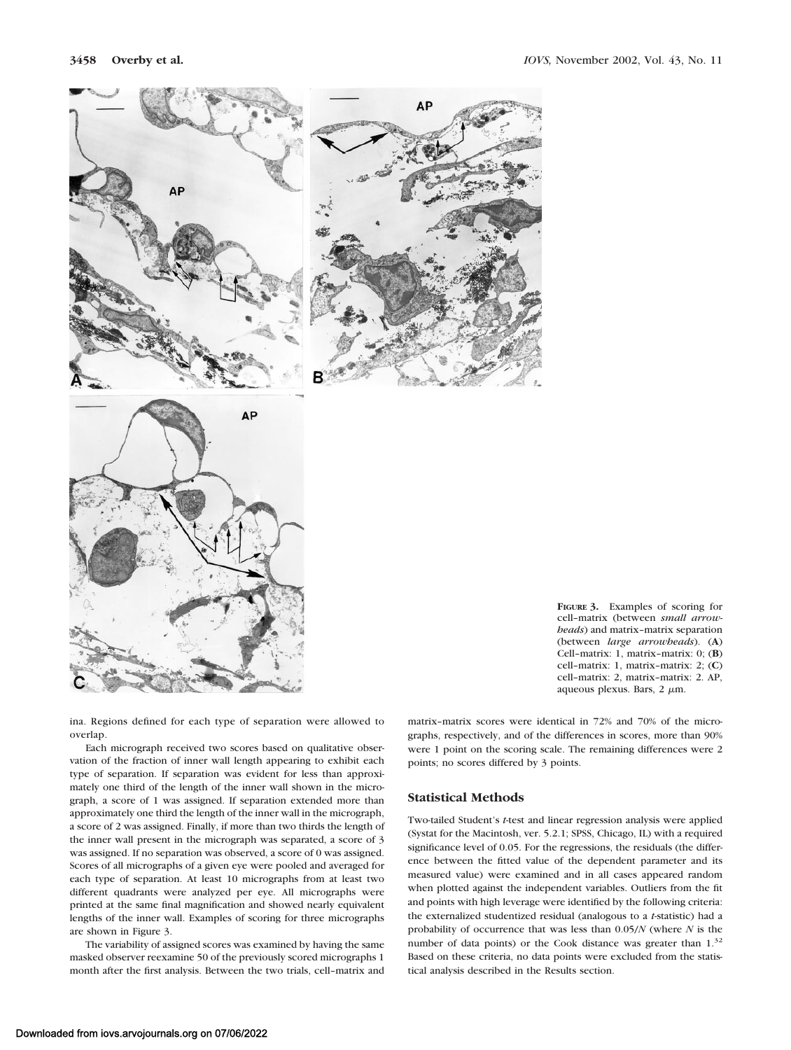**FIGURE 3.** Examples of scoring for cell–matrix (between *small arrowheads*) and matrix–matrix separation (between *large arrowheads*). (**A**) Cell–matrix: 1, matrix–matrix: 0; (**B**) cell–matrix: 1, matrix–matrix: 2; (**C**) cell–matrix: 2, matrix–matrix: 2. AP, aqueous plexus. Bars, 2 μm.

ina. Regions defined for each type of separation were allowed to overlap.

Each micrograph received two scores based on qualitative observation of the fraction of inner wall length appearing to exhibit each type of separation. If separation was evident for less than approximately one third of the length of the inner wall shown in the micrograph, a score of 1 was assigned. If separation extended more than approximately one third the length of the inner wall in the micrograph, a score of 2 was assigned. Finally, if more than two thirds the length of the inner wall present in the micrograph was separated, a score of 3 was assigned. If no separation was observed, a score of 0 was assigned. Scores of all micrographs of a given eye were pooled and averaged for each type of separation. At least 10 micrographs from at least two different quadrants were analyzed per eye. All micrographs were printed at the same final magnification and showed nearly equivalent lengths of the inner wall. Examples of scoring for three micrographs are shown in Figure 3.

The variability of assigned scores was examined by having the same masked observer reexamine 50 of the previously scored micrographs 1 month after the first analysis. Between the two trials, cell–matrix and matrix–matrix scores were identical in 72% and 70% of the micrographs, respectively, and of the differences in scores, more than 90% were 1 point on the scoring scale. The remaining differences were 2 points; no scores differed by 3 points.

## Statistical Methods

Two-tailed Student's *t*-test and linear regression analysis were applied (Systat for the Macintosh, ver. 5.2.1; SPSS, Chicago, IL) with a required significance level of 0.05. For the regressions, the residuals (the difference between the fitted value of the dependent parameter and its measured value) were examined and in all cases appeared random when plotted against the independent variables. Outliers from the fit and points with high leverage were identified by the following criteria: the externalized studentized residual (analogous to a *t*-statistic) had a probability of occurrence that was less than $0.05/N$ (where $N$ is the number of data points) or the Cook distance was greater than 1.[32] Based on these criteria, no data points were excluded from the statistical analysis described in the Results section.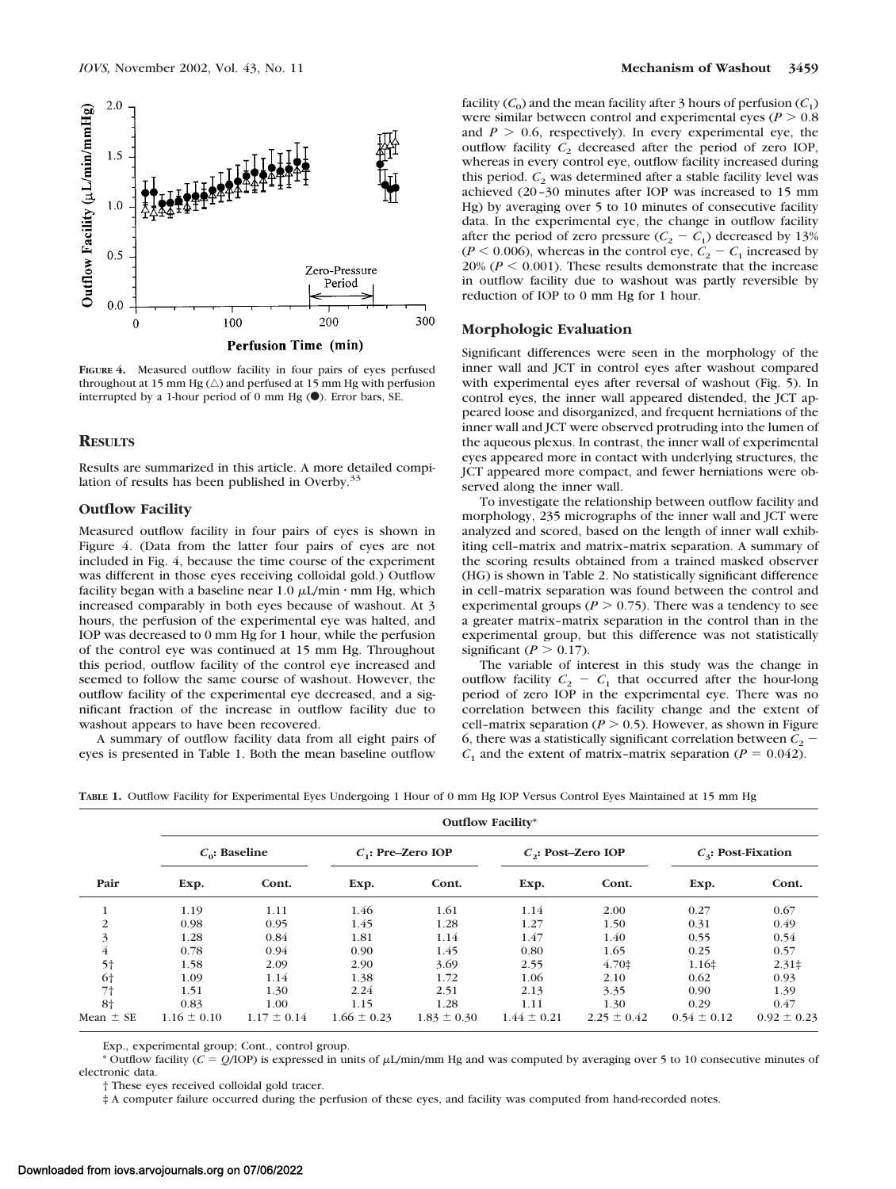FIGURE 4. Measured outflow facility in four pairs of eyes perfused throughout at 15 mm Hg (△) and perfused at 15 mm Hg with perfusion interrupted by a 1-hour period of 0 mm Hg (●). Error bars, SE.

## RESULTS

Results are summarized in this article. A more detailed compilation of results has been published in Overby.[33]

### Outflow Facility

Measured outflow facility in four pairs of eyes is shown in Figure 4. (Data from the latter four pairs of eyes are not included in Fig. 4, because the time course of the experiment was different in those eyes receiving colloidal gold.) Outflow facility began with a baseline near 1.0 μL/min · mm Hg, which increased comparably in both eyes because of washout. At 3 hours, the perfusion of the experimental eye was halted, and IOP was decreased to 0 mm Hg for 1 hour, while the perfusion of the control eye was continued at 15 mm Hg. Throughout this period, outflow facility of the control eye increased and seemed to follow the same course of washout. However, the outflow facility of the experimental eye decreased, and a significant fraction of the increase in outflow facility due to washout appears to have been recovered.

A summary of outflow facility data from all eight pairs of eyes is presented in Table 1. Both the mean baseline outflow facility ($C_0$) and the mean facility after 3 hours of perfusion ($C_1$) were similar between control and experimental eyes ($P > 0.8$ and $P > 0.6$, respectively). In every experimental eye, the outflow facility $C_2$ decreased after the period of zero IOP, whereas in every control eye, outflow facility increased during this period. $C_2$ was determined after a stable facility level was achieved (20–30 minutes after IOP was increased to 15 mm Hg) by averaging over 5 to 10 minutes of consecutive facility data. In the experimental eye, the change in outflow facility after the period of zero pressure ($C_2 - C_1$) decreased by 13% ($P < 0.006$), whereas in the control eye, $C_2 - C_1$ increased by 20% ($P < 0.001$). These results demonstrate that the increase in outflow facility due to washout was partly reversible by reduction of IOP to 0 mm Hg for 1 hour.

### Morphologic Evaluation

Significant differences were seen in the morphology of the inner wall and JCT in control eyes after washout compared with experimental eyes after reversal of washout (Fig. 5). In control eyes, the inner wall appeared distended, the JCT appeared loose and disorganized, and frequent herniations of the inner wall and JCT were observed protruding into the lumen of the aqueous plexus. In contrast, the inner wall of experimental eyes appeared more in contact with underlying structures, the JCT appeared more compact, and fewer herniations were observed along the inner wall.

To investigate the relationship between outflow facility and morphology, 235 micrographs of the inner wall and JCT were analyzed and scored, based on the length of inner wall exhibiting cell–matrix and matrix–matrix separation. A summary of the scoring results obtained from a trained masked observer (HG) is shown in Table 2. No statistically significant difference in cell–matrix separation was found between the control and experimental groups ($P > 0.75$). There was a tendency to see a greater matrix–matrix separation in the control than in the experimental group, but this difference was not statistically significant ($P > 0.17$).

The variable of interest in this study was the change in outflow facility $C_2 - C_1$ that occurred after the hour-long period of zero IOP in the experimental eye. There was no correlation between this facility change and the extent of cell–matrix separation ($P > 0.5$). However, as shown in Figure 6, there was a statistically significant correlation between $C_2 - C_1$ and the extent of matrix–matrix separation ($P = 0.042$).

**TABLE 1.** Outflow Facility for Experimental Eyes Undergoing 1 Hour of 0 mm Hg IOP Versus Control Eyes Maintained at 15 mm Hg

| | Outflow Facility* | | | | | | | |
|---|---|---|---|---|---|---|---|---|
| | $C_0$: Baseline | | $C_1$: Pre–Zero IOP | | $C_2$: Post–Zero IOP | | $C_3$: Post-Fixation | |
| Pair | Exp. | Cont. | Exp. | Cont. | Exp. | Cont. | Exp. | Cont. |
| 1 | 1.19 | 1.11 | 1.46 | 1.61 | 1.14 | 2.00 | 0.27 | 0.67 |
| 2 | 0.98 | 0.95 | 1.45 | 1.28 | 1.27 | 1.50 | 0.31 | 0.49 |
| 3 | 1.28 | 0.84 | 1.81 | 1.14 | 1.47 | 1.40 | 0.55 | 0.54 |
| 4 | 0.78 | 0.94 | 0.90 | 1.45 | 0.80 | 1.65 | 0.25 | 0.57 |
| 5† | 1.58 | 2.09 | 2.90 | 3.69 | 2.55 | 4.70‡ | 1.16‡ | 2.31‡ |
| 6† | 1.09 | 1.14 | 1.38 | 1.72 | 1.06 | 2.10 | 0.62 | 0.93 |
| 7† | 1.51 | 1.30 | 2.24 | 2.51 | 2.13 | 3.35 | 0.90 | 1.39 |
| 8† | 0.83 | 1.00 | 1.15 | 1.28 | 1.11 | 1.30 | 0.29 | 0.47 |
| Mean ± SE | 1.16 ± 0.10 | 1.17 ± 0.14 | 1.66 ± 0.23 | 1.83 ± 0.30 | 1.44 ± 0.21 | 2.25 ± 0.42 | 0.54 ± 0.12 | 0.92 ± 0.23 |

Exp., experimental group; Cont., control group.

* Outflow facility ($C = Q$/IOP) is expressed in units of μL/min/mm Hg and was computed by averaging over 5 to 10 consecutive minutes of electronic data.

† These eyes received colloidal gold tracer.

‡ A computer failure occurred during the perfusion of these eyes, and facility was computed from hand-recorded notes.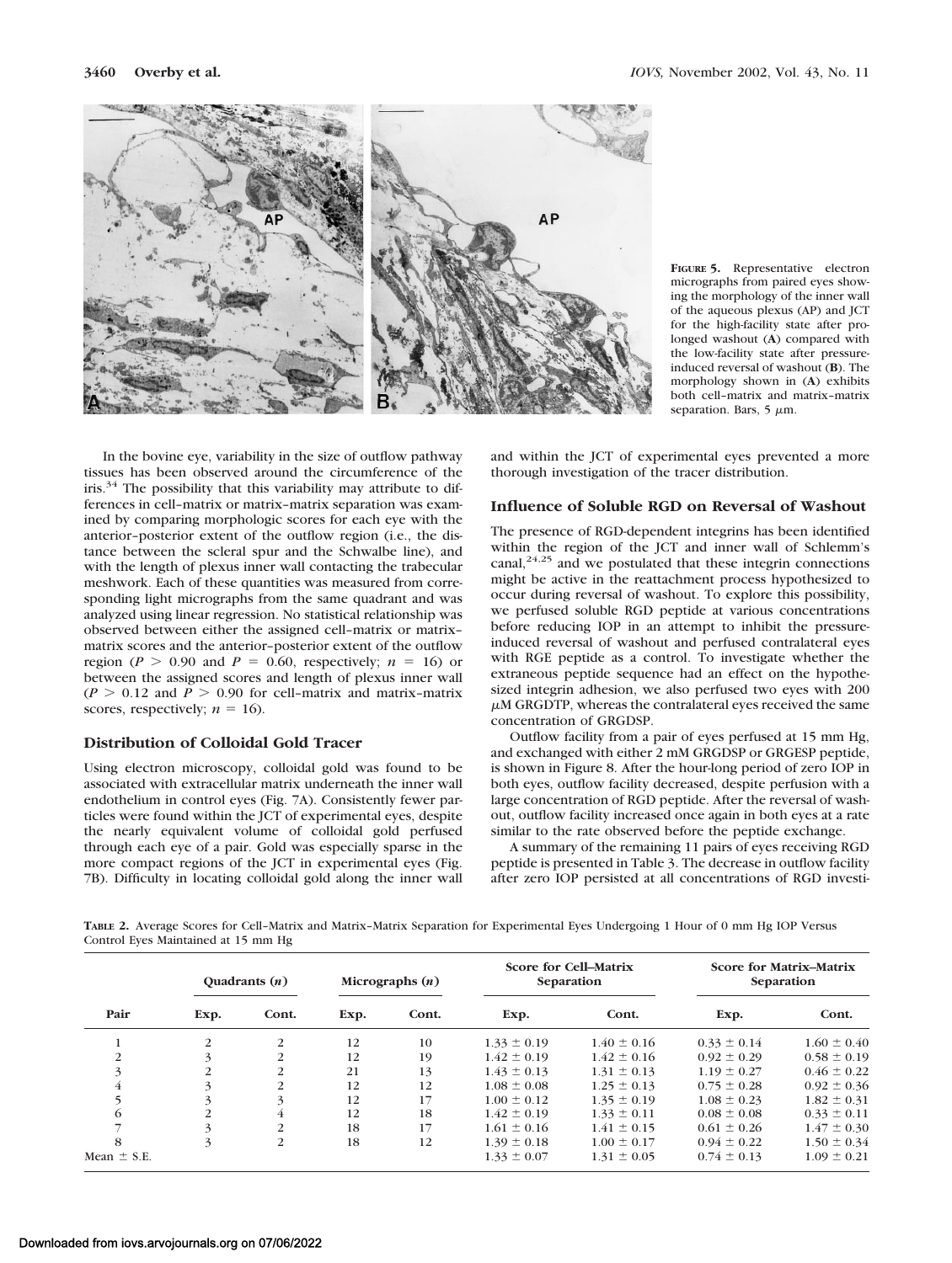**FIGURE 5.** Representative electron micrographs from paired eyes showing the morphology of the inner wall of the aqueous plexus (AP) and JCT for the high-facility state after prolonged washout (**A**) compared with the low-facility state after pressure-induced reversal of washout (**B**). The morphology shown in (**A**) exhibits both cell–matrix and matrix–matrix separation. Bars, 5 $\mu$m.

In the bovine eye, variability in the size of outflow pathway tissues has been observed around the circumference of the iris.[34] The possibility that this variability may attribute to differences in cell–matrix or matrix–matrix separation was examined by comparing morphologic scores for each eye with the anterior–posterior extent of the outflow region (i.e., the distance between the scleral spur and the Schwalbe line), and with the length of plexus inner wall contacting the trabecular meshwork. Each of these quantities was measured from corresponding light micrographs from the same quadrant and was analyzed using linear regression. No statistical relationship was observed between either the assigned cell–matrix or matrix–matrix scores and the anterior–posterior extent of the outflow region ($P > 0.90$ and $P = 0.60$, respectively; $n = 16$) or between the assigned scores and length of plexus inner wall ($P > 0.12$ and $P > 0.90$ for cell–matrix and matrix–matrix scores, respectively; $n = 16$).

### Distribution of Colloidal Gold Tracer

Using electron microscopy, colloidal gold was found to be associated with extracellular matrix underneath the inner wall endothelium in control eyes (Fig. 7A). Consistently fewer particles were found within the JCT of experimental eyes, despite the nearly equivalent volume of colloidal gold perfused through each eye of a pair. Gold was especially sparse in the more compact regions of the JCT in experimental eyes (Fig. 7B). Difficulty in locating colloidal gold along the inner wall and within the JCT of experimental eyes prevented a more thorough investigation of the tracer distribution.

### Influence of Soluble RGD on Reversal of Washout

The presence of RGD-dependent integrins has been identified within the region of the JCT and inner wall of Schlemm's canal,[24,25] and we postulated that these integrin connections might be active in the reattachment process hypothesized to occur during reversal of washout. To explore this possibility, we perfused soluble RGD peptide at various concentrations before reducing IOP in an attempt to inhibit the pressure-induced reversal of washout and perfused contralateral eyes with RGE peptide as a control. To investigate whether the extraneous peptide sequence had an effect on the hypothesized integrin adhesion, we also perfused two eyes with 200 $\mu$M GRGDTP, whereas the contralateral eyes received the same concentration of GRGDSP.

Outflow facility from a pair of eyes perfused at 15 mm Hg, and exchanged with either 2 mM GRGDSP or GRGESP peptide, is shown in Figure 8. After the hour-long period of zero IOP in both eyes, outflow facility decreased, despite perfusion with a large concentration of RGD peptide. After the reversal of washout, outflow facility increased once again in both eyes at a rate similar to the rate observed before the peptide exchange.

A summary of the remaining 11 pairs of eyes receiving RGD peptide is presented in Table 3. The decrease in outflow facility after zero IOP persisted at all concentrations of RGD investi-

**TABLE 2.** Average Scores for Cell–Matrix and Matrix–Matrix Separation for Experimental Eyes Undergoing 1 Hour of 0 mm Hg IOP Versus Control Eyes Maintained at 15 mm Hg

| Pair | Quadrants ($n$) | | Micrographs ($n$) | | Score for Cell–Matrix Separation | | Score for Matrix–Matrix Separation | |
|---|---|---|---|---|---|---|---|---|
| | Exp. | Cont. | Exp. | Cont. | Exp. | Cont. | Exp. | Cont. |
| 1 | 2 | 2 | 12 | 10 | 1.33 ± 0.19 | 1.40 ± 0.16 | 0.33 ± 0.14 | 1.60 ± 0.40 |
| 2 | 3 | 2 | 12 | 19 | 1.42 ± 0.19 | 1.42 ± 0.16 | 0.92 ± 0.29 | 0.58 ± 0.19 |
| 3 | 2 | 2 | 21 | 13 | 1.43 ± 0.13 | 1.31 ± 0.13 | 1.19 ± 0.27 | 0.46 ± 0.22 |
| 4 | 3 | 2 | 12 | 12 | 1.08 ± 0.08 | 1.25 ± 0.13 | 0.75 ± 0.28 | 0.92 ± 0.36 |
| 5 | 3 | 3 | 12 | 17 | 1.00 ± 0.12 | 1.35 ± 0.19 | 1.08 ± 0.23 | 1.82 ± 0.31 |
| 6 | 2 | 4 | 12 | 18 | 1.42 ± 0.19 | 1.33 ± 0.11 | 0.08 ± 0.08 | 0.33 ± 0.11 |
| 7 | 3 | 2 | 18 | 17 | 1.61 ± 0.16 | 1.41 ± 0.15 | 0.61 ± 0.26 | 1.47 ± 0.30 |
| 8 | 3 | 2 | 18 | 12 | 1.39 ± 0.18 | 1.00 ± 0.17 | 0.94 ± 0.22 | 1.50 ± 0.34 |
| Mean ± S.E. | | | | | 1.33 ± 0.07 | 1.31 ± 0.05 | 0.74 ± 0.13 | 1.09 ± 0.21 |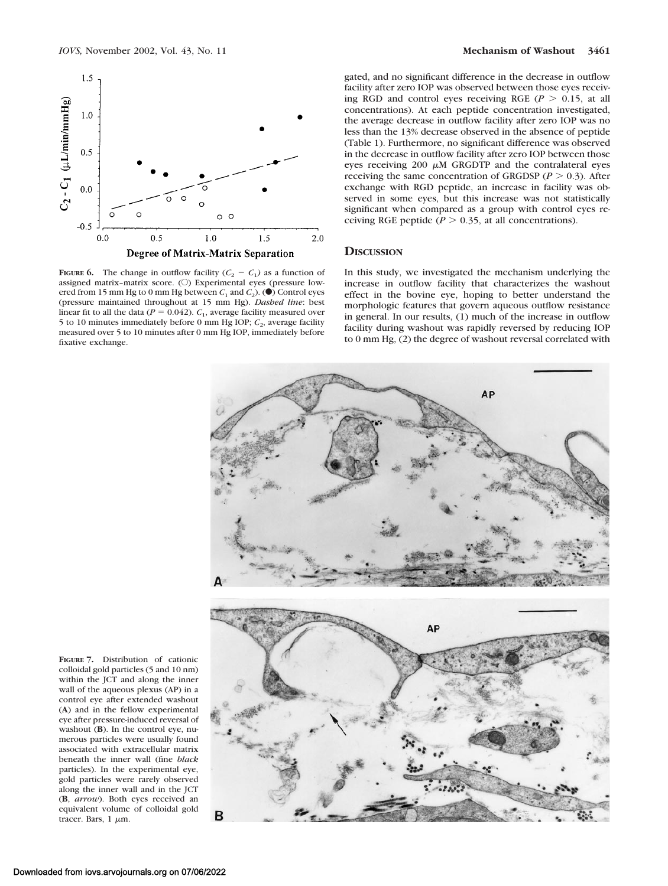**FIGURE 6.** The change in outflow facility ($C_2 - C_1$) as a function of assigned matrix–matrix score. (○) Experimental eyes (pressure lowered from 15 mm Hg to 0 mm Hg between $C_1$ and $C_2$). (●) Control eyes (pressure maintained throughout at 15 mm Hg). *Dashed line*: best linear fit to all the data ($P = 0.042$). $C_1$, average facility measured over 5 to 10 minutes immediately before 0 mm Hg IOP; $C_2$, average facility measured over 5 to 10 minutes after 0 mm Hg IOP, immediately before fixative exchange.

gated, and no significant difference in the decrease in outflow facility after zero IOP was observed between those eyes receiving RGD and control eyes receiving RGE ($P > 0.15$, at all concentrations). At each peptide concentration investigated, the average decrease in outflow facility after zero IOP was no less than the 13% decrease observed in the absence of peptide (Table 1). Furthermore, no significant difference was observed in the decrease in outflow facility after zero IOP between those eyes receiving 200 μM GRGDTP and the contralateral eyes receiving the same concentration of GRGDSP ($P > 0.3$). After exchange with RGD peptide, an increase in facility was observed in some eyes, but this increase was not statistically significant when compared as a group with control eyes receiving RGE peptide ($P > 0.35$, at all concentrations).

## DISCUSSION

In this study, we investigated the mechanism underlying the increase in outflow facility that characterizes the washout effect in the bovine eye, hoping to better understand the morphologic features that govern aqueous outflow resistance in general. In our results, (1) much of the increase in outflow facility during washout was rapidly reversed by reducing IOP to 0 mm Hg, (2) the degree of washout reversal correlated with

**FIGURE 7.** Distribution of cationic colloidal gold particles (5 and 10 nm) within the JCT and along the inner wall of the aqueous plexus (AP) in a control eye after extended washout (**A**) and in the fellow experimental eye after pressure-induced reversal of washout (**B**). In the control eye, numerous particles were usually found associated with extracellular matrix beneath the inner wall (fine *black* particles). In the experimental eye, gold particles were rarely observed along the inner wall and in the JCT (**B**, *arrow*). Both eyes received an equivalent volume of colloidal gold tracer. Bars, 1 μm.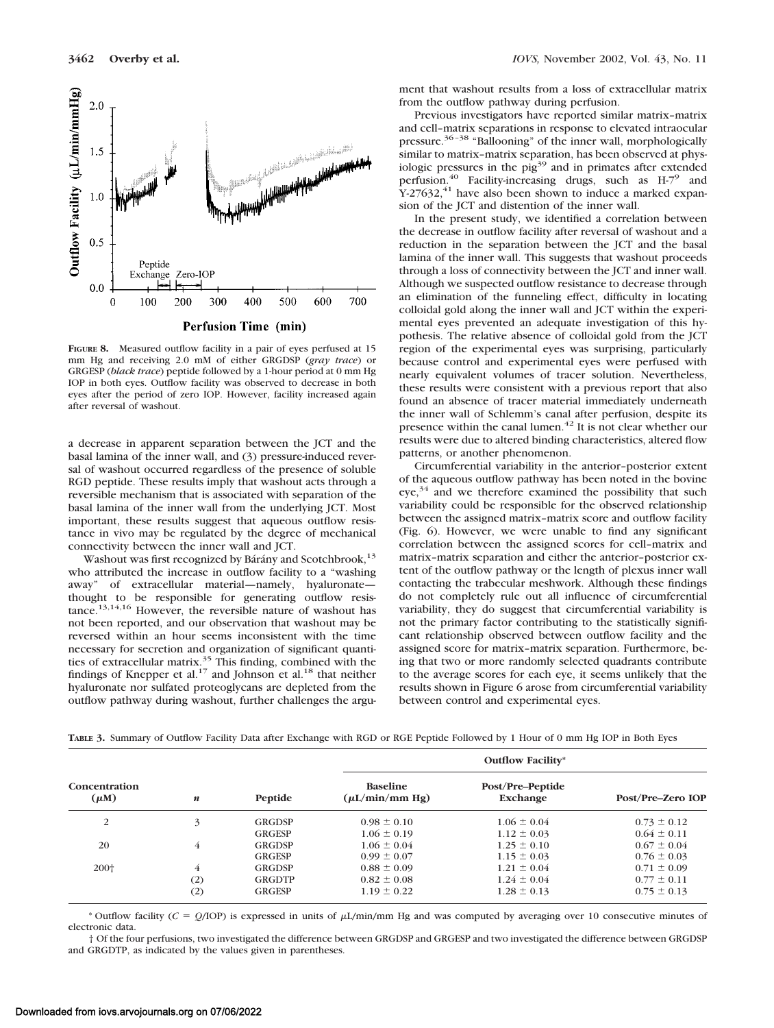**FIGURE 8.** Measured outflow facility in a pair of eyes perfused at 15 mm Hg and receiving 2.0 mM of either GRGDSP (*gray trace*) or GRGESP (*black trace*) peptide followed by a 1-hour period at 0 mm Hg IOP in both eyes. Outflow facility was observed to decrease in both eyes after the period of zero IOP. However, facility increased again after reversal of washout.

a decrease in apparent separation between the JCT and the basal lamina of the inner wall, and (3) pressure-induced reversal of washout occurred regardless of the presence of soluble RGD peptide. These results imply that washout acts through a reversible mechanism that is associated with separation of the basal lamina of the inner wall from the underlying JCT. Most important, these results suggest that aqueous outflow resistance in vivo may be regulated by the degree of mechanical connectivity between the inner wall and JCT.

Washout was first recognized by Bárány and Scotchbrook,[13] who attributed the increase in outflow facility to a "washing away" of extracellular material—namely, hyaluronate—thought to be responsible for generating outflow resistance.[13,14,16] However, the reversible nature of washout has not been reported, and our observation that washout may be reversed within an hour seems inconsistent with the time necessary for secretion and organization of significant quantities of extracellular matrix.[35] This finding, combined with the findings of Knepper et al.[17] and Johnson et al.[18] that neither hyaluronate nor sulfated proteoglycans are depleted from the outflow pathway during washout, further challenges the argument that washout results from a loss of extracellular matrix from the outflow pathway during perfusion.

Previous investigators have reported similar matrix–matrix and cell–matrix separations in response to elevated intraocular pressure.[36–38] "Ballooning" of the inner wall, morphologically similar to matrix–matrix separation, has been observed at physiologic pressures in the pig[39] and in primates after extended perfusion.[40] Facility-increasing drugs, such as H-7[9] and Y-27632,[41] have also been shown to induce a marked expansion of the JCT and distention of the inner wall.

In the present study, we identified a correlation between the decrease in outflow facility after reversal of washout and a reduction in the separation between the JCT and the basal lamina of the inner wall. This suggests that washout proceeds through a loss of connectivity between the JCT and inner wall. Although we suspected outflow resistance to decrease through an elimination of the funneling effect, difficulty in locating colloidal gold along the inner wall and JCT within the experimental eyes prevented an adequate investigation of this hypothesis. The relative absence of colloidal gold from the JCT region of the experimental eyes was surprising, particularly because control and experimental eyes were perfused with nearly equivalent volumes of tracer solution. Nevertheless, these results were consistent with a previous report that also found an absence of tracer material immediately underneath the inner wall of Schlemm's canal after perfusion, despite its presence within the canal lumen.[42] It is not clear whether our results were due to altered binding characteristics, altered flow patterns, or another phenomenon.

Circumferential variability in the anterior–posterior extent of the aqueous outflow pathway has been noted in the bovine eye,[34] and we therefore examined the possibility that such variability could be responsible for the observed relationship between the assigned matrix–matrix score and outflow facility (Fig. 6). However, we were unable to find any significant correlation between the assigned scores for cell–matrix and matrix–matrix separation and either the anterior–posterior extent of the outflow pathway or the length of plexus inner wall contacting the trabecular meshwork. Although these findings do not completely rule out all influence of circumferential variability, they do suggest that circumferential variability is not the primary factor contributing to the statistically significant relationship observed between outflow facility and the assigned score for matrix–matrix separation. Furthermore, being that two or more randomly selected quadrants contribute to the average scores for each eye, it seems unlikely that the results shown in Figure 6 arose from circumferential variability between control and experimental eyes.

**TABLE 3.** Summary of Outflow Facility Data after Exchange with RGD or RGE Peptide Followed by 1 Hour of 0 mm Hg IOP in Both Eyes

| Concentration ($\mu$M) | $n$ | Peptide | Outflow Facility* Baseline ($\mu$L/min/mm Hg) | Post/Pre–Peptide Exchange | Post/Pre–Zero IOP |
|---|---|---|---|---|---|
| 2 | 3 | GRGDSP | 0.98 ± 0.10 | 1.06 ± 0.04 | 0.73 ± 0.12 |
| | | GRGESP | 1.06 ± 0.19 | 1.12 ± 0.03 | 0.64 ± 0.11 |
| 20 | 4 | GRGDSP | 1.06 ± 0.04 | 1.25 ± 0.10 | 0.67 ± 0.04 |
| | | GRGESP | 0.99 ± 0.07 | 1.15 ± 0.03 | 0.76 ± 0.03 |
| 200† | 4 | GRGDSP | 0.88 ± 0.09 | 1.21 ± 0.04 | 0.71 ± 0.09 |
| | (2) | GRGDTP | 0.82 ± 0.08 | 1.24 ± 0.04 | 0.77 ± 0.11 |
| | (2) | GRGESP | 1.19 ± 0.22 | 1.28 ± 0.13 | 0.75 ± 0.13 |

\* Outflow facility ($C = Q$/IOP) is expressed in units of $\mu$L/min/mm Hg and was computed by averaging over 10 consecutive minutes of electronic data.

† Of the four perfusions, two investigated the difference between GRGDSP and GRGESP and two investigated the difference between GRGDSP and GRGDTP, as indicated by the values given in parentheses.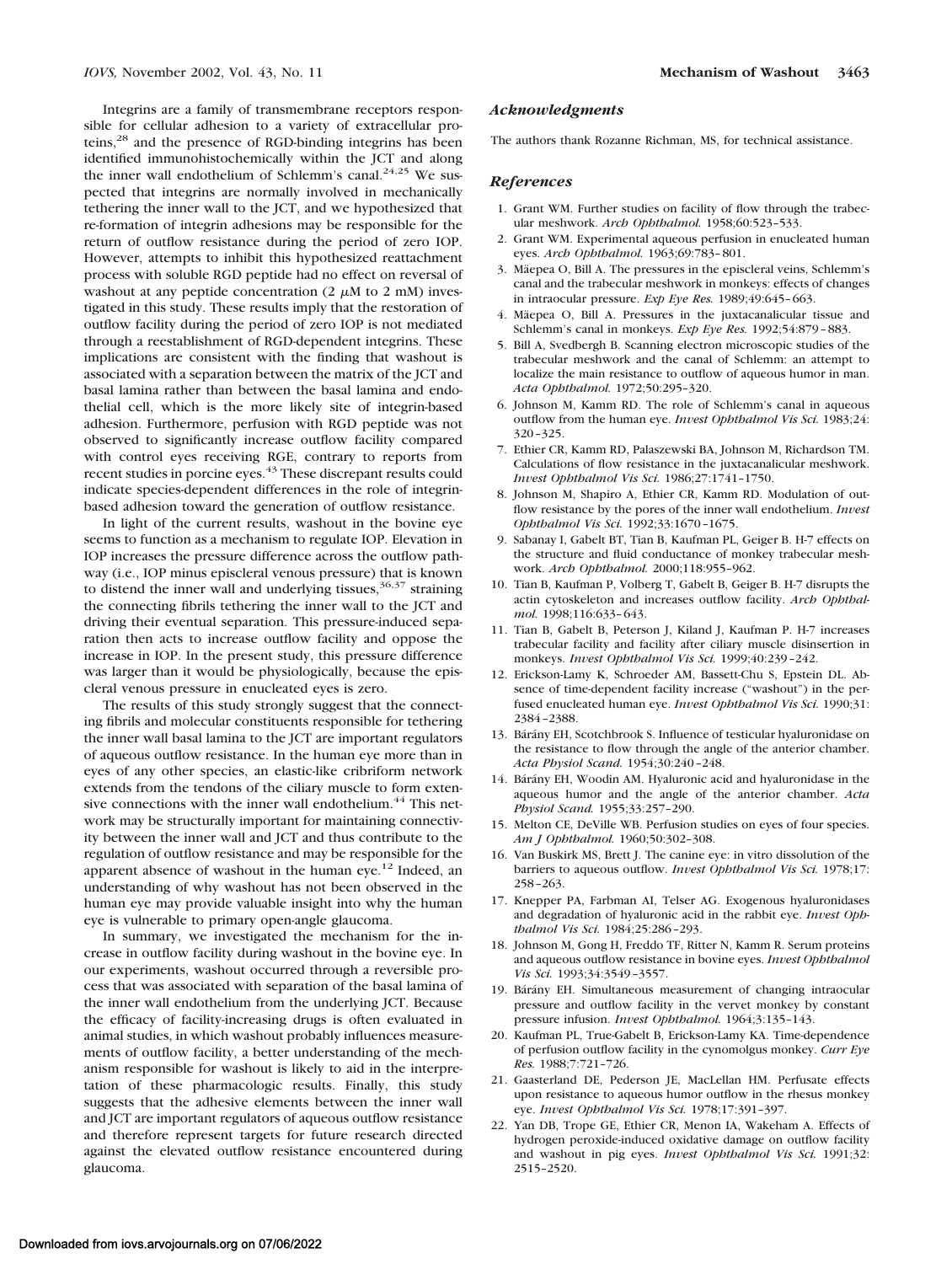Integrins are a family of transmembrane receptors responsible for cellular adhesion to a variety of extracellular proteins,[28] and the presence of RGD-binding integrins has been identified immunohistochemically within the JCT and along the inner wall endothelium of Schlemm's canal.[24,25] We suspected that integrins are normally involved in mechanically tethering the inner wall to the JCT, and we hypothesized that re-formation of integrin adhesions may be responsible for the return of outflow resistance during the period of zero IOP. However, attempts to inhibit this hypothesized reattachment process with soluble RGD peptide had no effect on reversal of washout at any peptide concentration (2 $\mu$M to 2 mM) investigated in this study. These results imply that the restoration of outflow facility during the period of zero IOP is not mediated through a reestablishment of RGD-dependent integrins. These implications are consistent with the finding that washout is associated with a separation between the matrix of the JCT and basal lamina rather than between the basal lamina and endothelial cell, which is the more likely site of integrin-based adhesion. Furthermore, perfusion with RGD peptide was not observed to significantly increase outflow facility compared with control eyes receiving RGE, contrary to reports from recent studies in porcine eyes.[43] These discrepant results could indicate species-dependent differences in the role of integrin-based adhesion toward the generation of outflow resistance.

In light of the current results, washout in the bovine eye seems to function as a mechanism to regulate IOP. Elevation in IOP increases the pressure difference across the outflow pathway (i.e., IOP minus episcleral venous pressure) that is known to distend the inner wall and underlying tissues,[36,37] straining the connecting fibrils tethering the inner wall to the JCT and driving their eventual separation. This pressure-induced separation then acts to increase outflow facility and oppose the increase in IOP. In the present study, this pressure difference was larger than it would be physiologically, because the episcleral venous pressure in enucleated eyes is zero.

The results of this study strongly suggest that the connecting fibrils and molecular constituents responsible for tethering the inner wall basal lamina to the JCT are important regulators of aqueous outflow resistance. In the human eye more than in eyes of any other species, an elastic-like cribriform network extends from the tendons of the ciliary muscle to form extensive connections with the inner wall endothelium.[44] This network may be structurally important for maintaining connectivity between the inner wall and JCT and thus contribute to the regulation of outflow resistance and may be responsible for the apparent absence of washout in the human eye.[12] Indeed, an understanding of why washout has not been observed in the human eye may provide valuable insight into why the human eye is vulnerable to primary open-angle glaucoma.

In summary, we investigated the mechanism for the increase in outflow facility during washout in the bovine eye. In our experiments, washout occurred through a reversible process that was associated with separation of the basal lamina of the inner wall endothelium from the underlying JCT. Because the efficacy of facility-increasing drugs is often evaluated in animal studies, in which washout probably influences measurements of outflow facility, a better understanding of the mechanism responsible for washout is likely to aid in the interpretation of these pharmacologic results. Finally, this study suggests that the adhesive elements between the inner wall and JCT are important regulators of aqueous outflow resistance and therefore represent targets for future research directed against the elevated outflow resistance encountered during glaucoma.

### *Acknowledgments*

The authors thank Rozanne Richman, MS, for technical assistance.

### *References*

1. Grant WM. Further studies on facility of flow through the trabecular meshwork. *Arch Ophthalmol.* 1958;60:523–533.
2. Grant WM. Experimental aqueous perfusion in enucleated human eyes. *Arch Ophthalmol.* 1963;69:783–801.
3. Mäepea O, Bill A. The pressures in the episcleral veins, Schlemm's canal and the trabecular meshwork in monkeys: effects of changes in intraocular pressure. *Exp Eye Res.* 1989;49:645–663.
4. Mäepea O, Bill A. Pressures in the juxtacanalicular tissue and Schlemm's canal in monkeys. *Exp Eye Res.* 1992;54:879–883.
5. Bill A, Svedbergh B. Scanning electron microscopic studies of the trabecular meshwork and the canal of Schlemm: an attempt to localize the main resistance to outflow of aqueous humor in man. *Acta Ophthalmol.* 1972;50:295–320.
6. Johnson M, Kamm RD. The role of Schlemm's canal in aqueous outflow from the human eye. *Invest Ophthalmol Vis Sci.* 1983;24:320–325.
7. Ethier CR, Kamm RD, Palaszewski BA, Johnson M, Richardson TM. Calculations of flow resistance in the juxtacanalicular meshwork. *Invest Ophthalmol Vis Sci.* 1986;27:1741–1750.
8. Johnson M, Shapiro A, Ethier CR, Kamm RD. Modulation of outflow resistance by the pores of the inner wall endothelium. *Invest Ophthalmol Vis Sci.* 1992;33:1670–1675.
9. Sabanay I, Gabelt BT, Tian B, Kaufman PL, Geiger B. H-7 effects on the structure and fluid conductance of monkey trabecular meshwork. *Arch Ophthalmol.* 2000;118:955–962.
10. Tian B, Kaufman P, Volberg T, Gabelt B, Geiger B. H-7 disrupts the actin cytoskeleton and increases outflow facility. *Arch Ophthalmol.* 1998;116:633–643.
11. Tian B, Gabelt B, Peterson J, Kiland J, Kaufman P. H-7 increases trabecular facility and facility after ciliary muscle disinsertion in monkeys. *Invest Ophthalmol Vis Sci.* 1999;40:239–242.
12. Erickson-Lamy K, Schroeder AM, Bassett-Chu S, Epstein DL. Absence of time-dependent facility increase ("washout") in the perfused enucleated human eye. *Invest Ophthalmol Vis Sci.* 1990;31:2384–2388.
13. Bárány EH, Scotchbrook S. Influence of testicular hyaluronidase on the resistance to flow through the angle of the anterior chamber. *Acta Physiol Scand.* 1954;30:240–248.
14. Bárány EH, Woodin AM. Hyaluronic acid and hyaluronidase in the aqueous humor and the angle of the anterior chamber. *Acta Physiol Scand.* 1955;33:257–290.
15. Melton CE, DeVille WB. Perfusion studies on eyes of four species. *Am J Ophthalmol.* 1960;50:302–308.
16. Van Buskirk MS, Brett J. The canine eye: in vitro dissolution of the barriers to aqueous outflow. *Invest Ophthalmol Vis Sci.* 1978;17:258–263.
17. Knepper PA, Farbman AI, Telser AG. Exogenous hyaluronidases and degradation of hyaluronic acid in the rabbit eye. *Invest Ophthalmol Vis Sci.* 1984;25:286–293.
18. Johnson M, Gong H, Freddo TF, Ritter N, Kamm R. Serum proteins and aqueous outflow resistance in bovine eyes. *Invest Ophthalmol Vis Sci.* 1993;34:3549–3557.
19. Bárány EH. Simultaneous measurement of changing intraocular pressure and outflow facility in the vervet monkey by constant pressure infusion. *Invest Ophthalmol.* 1964;3:135–143.
20. Kaufman PL, True-Gabelt B, Erickson-Lamy KA. Time-dependence of perfusion outflow facility in the cynomolgus monkey. *Curr Eye Res.* 1988;7:721–726.
21. Gaasterland DE, Pederson JE, MacLellan HM. Perfusate effects upon resistance to aqueous humor outflow in the rhesus monkey eye. *Invest Ophthalmol Vis Sci.* 1978;17:391–397.
22. Yan DB, Trope GE, Ethier CR, Menon IA, Wakeham A. Effects of hydrogen peroxide-induced oxidative damage on outflow facility and washout in pig eyes. *Invest Ophthalmol Vis Sci.* 1991;32:2515–2520.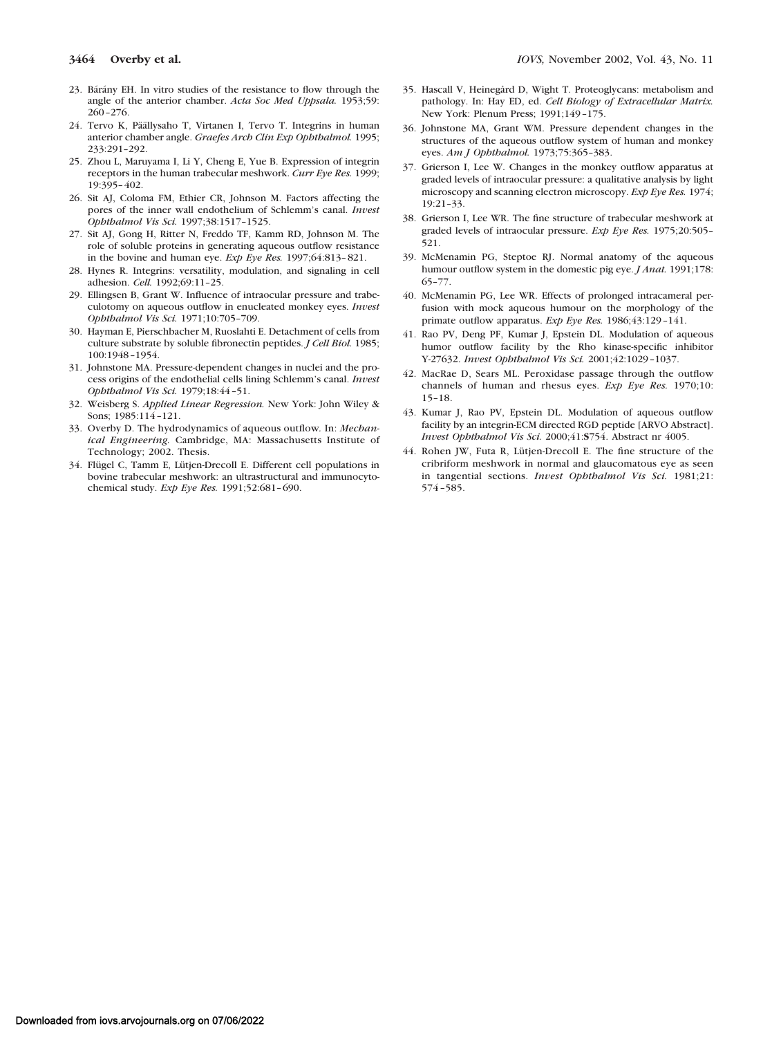23. Bárány EH. In vitro studies of the resistance to flow through the angle of the anterior chamber. *Acta Soc Med Uppsala.* 1953;59:260–276.
24. Tervo K, Päällysaho T, Virtanen I, Tervo T. Integrins in human anterior chamber angle. *Graefes Arch Clin Exp Ophthalmol.* 1995;233:291–292.
25. Zhou L, Maruyama I, Li Y, Cheng E, Yue B. Expression of integrin receptors in the human trabecular meshwork. *Curr Eye Res.* 1999;19:395–402.
26. Sit AJ, Coloma FM, Ethier CR, Johnson M. Factors affecting the pores of the inner wall endothelium of Schlemm's canal. *Invest Ophthalmol Vis Sci.* 1997;38:1517–1525.
27. Sit AJ, Gong H, Ritter N, Freddo TF, Kamm RD, Johnson M. The role of soluble proteins in generating aqueous outflow resistance in the bovine and human eye. *Exp Eye Res.* 1997;64:813–821.
28. Hynes R. Integrins: versatility, modulation, and signaling in cell adhesion. *Cell.* 1992;69:11–25.
29. Ellingsen B, Grant W. Influence of intraocular pressure and trabeculotomy on aqueous outflow in enucleated monkey eyes. *Invest Ophthalmol Vis Sci.* 1971;10:705–709.
30. Hayman E, Pierschbacher M, Ruoslahti E. Detachment of cells from culture substrate by soluble fibronectin peptides. *J Cell Biol.* 1985;100:1948–1954.
31. Johnstone MA. Pressure-dependent changes in nuclei and the process origins of the endothelial cells lining Schlemm's canal. *Invest Ophthalmol Vis Sci.* 1979;18:44–51.
32. Weisberg S. *Applied Linear Regression.* New York: John Wiley & Sons; 1985:114–121.
33. Overby D. The hydrodynamics of aqueous outflow. In: *Mechanical Engineering.* Cambridge, MA: Massachusetts Institute of Technology; 2002. Thesis.
34. Flügel C, Tamm E, Lütjen-Drecoll E. Different cell populations in bovine trabecular meshwork: an ultrastructural and immunocytochemical study. *Exp Eye Res.* 1991;52:681–690.
35. Hascall V, Heinegård D, Wight T. Proteoglycans: metabolism and pathology. In: Hay ED, ed. *Cell Biology of Extracellular Matrix.* New York: Plenum Press; 1991;149–175.
36. Johnstone MA, Grant WM. Pressure dependent changes in the structures of the aqueous outflow system of human and monkey eyes. *Am J Ophthalmol.* 1973;75:365–383.
37. Grierson I, Lee W. Changes in the monkey outflow apparatus at graded levels of intraocular pressure: a qualitative analysis by light microscopy and scanning electron microscopy. *Exp Eye Res.* 1974;19:21–33.
38. Grierson I, Lee WR. The fine structure of trabecular meshwork at graded levels of intraocular pressure. *Exp Eye Res.* 1975;20:505–521.
39. McMenamin PG, Steptoe RJ. Normal anatomy of the aqueous humour outflow system in the domestic pig eye. *J Anat.* 1991;178:65–77.
40. McMenamin PG, Lee WR. Effects of prolonged intracameral perfusion with mock aqueous humour on the morphology of the primate outflow apparatus. *Exp Eye Res.* 1986;43:129–141.
41. Rao PV, Deng PF, Kumar J, Epstein DL. Modulation of aqueous humor outflow facility by the Rho kinase-specific inhibitor Y-27632. *Invest Ophthalmol Vis Sci.* 2001;42:1029–1037.
42. MacRae D, Sears ML. Peroxidase passage through the outflow channels of human and rhesus eyes. *Exp Eye Res.* 1970;10:15–18.
43. Kumar J, Rao PV, Epstein DL. Modulation of aqueous outflow facility by an integrin-ECM directed RGD peptide [ARVO Abstract]. *Invest Ophthalmol Vis Sci.* 2000;41:S754. Abstract nr 4005.
44. Rohen JW, Futa R, Lütjen-Drecoll E. The fine structure of the cribriform meshwork in normal and glaucomatous eye as seen in tangential sections. *Invest Ophthalmol Vis Sci.* 1981;21:574–585.